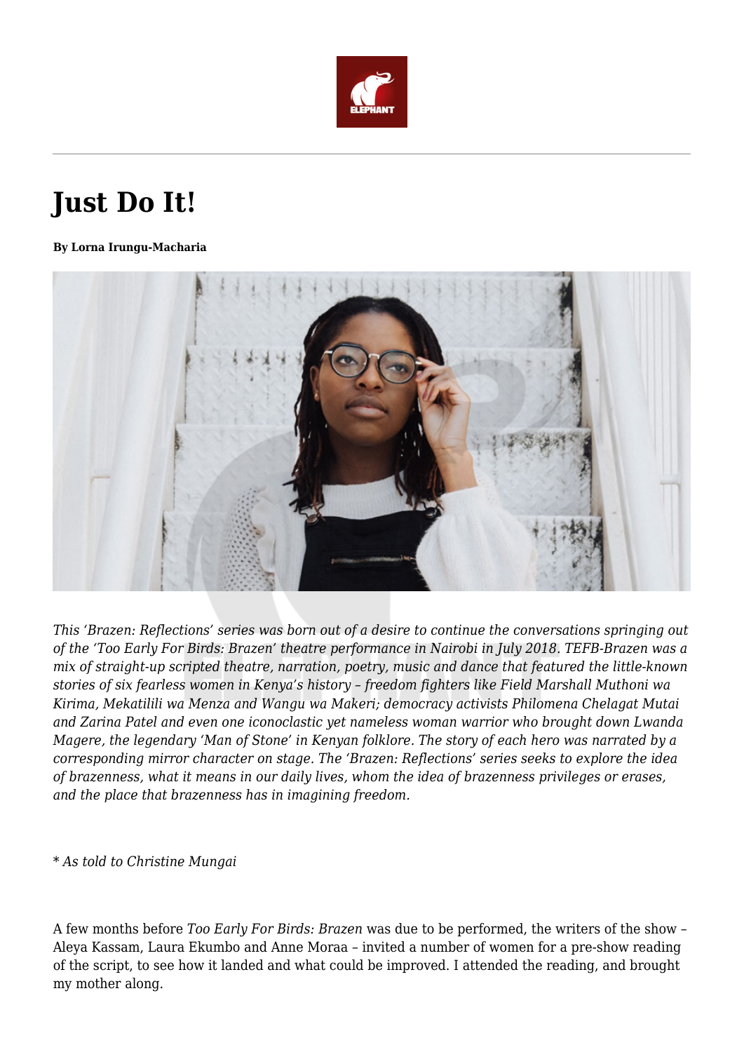# Just Do It!

**By Lorna Irungu-Macharia**

*This 'Brazen: Reflections' series was born out of a desire to continue the conversations springing out of the 'Too Early For Birds: Brazen' theatre performance in Nairobi in July 2018. TEFB-Brazen was a mix of straight-up scripted theatre, narration, poetry, music and dance that featured the little-known stories of six fearless women in Kenya's history – freedom fighters like Field Marshall Muthoni wa Kirima, Mekatilili wa Menza and Wangu wa Makeri; democracy activists Philomena Chelagat Mutai and Zarina Patel and even one iconoclastic yet nameless woman warrior who brought down Lwanda Magere, the legendary 'Man of Stone' in Kenyan folklore. The story of each hero was narrated by a corresponding mirror character on stage. The 'Brazen: Reflections' series seeks to explore the idea of brazenness, what it means in our daily lives, whom the idea of brazenness privileges or erases, and the place that brazenness has in imagining freedom.*

\* *As told to Christine Mungai*

A few months before *Too Early For Birds: Brazen* was due to be performed, the writers of the show – Aleya Kassam, Laura Ekumbo and Anne Moraa – invited a number of women for a pre-show reading of the script, to see how it landed and what could be improved. I attended the reading, and brought my mother along.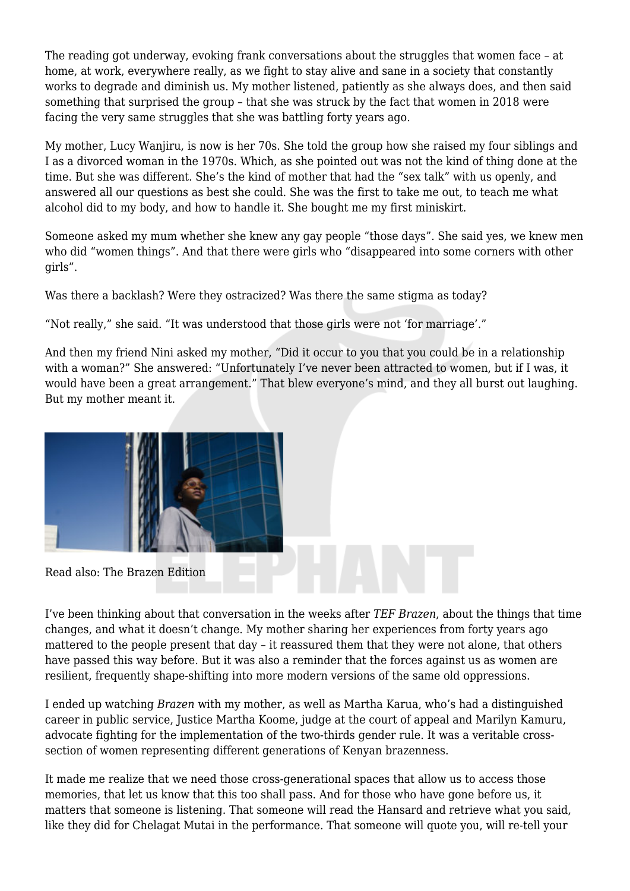The reading got underway, evoking frank conversations about the struggles that women face – at home, at work, everywhere really, as we fight to stay alive and sane in a society that constantly works to degrade and diminish us. My mother listened, patiently as she always does, and then said something that surprised the group – that she was struck by the fact that women in 2018 were facing the very same struggles that she was battling forty years ago.

My mother, Lucy Wanjiru, is now is her 70s. She told the group how she raised my four siblings and I as a divorced woman in the 1970s. Which, as she pointed out was not the kind of thing done at the time. But she was different. She's the kind of mother that had the "sex talk" with us openly, and answered all our questions as best she could. She was the first to take me out, to teach me what alcohol did to my body, and how to handle it. She bought me my first miniskirt.

Someone asked my mum whether she knew any gay people "those days". She said yes, we knew men who did "women things". And that there were girls who "disappeared into some corners with other girls".

Was there a backlash? Were they ostracized? Was there the same stigma as today?

"Not really," she said. "It was understood that those girls were not 'for marriage'."

And then my friend Nini asked my mother, "Did it occur to you that you could be in a relationship with a woman?" She answered: "Unfortunately I've never been attracted to women, but if I was, it would have been a great arrangement." That blew everyone's mind, and they all burst out laughing. But my mother meant it.

Read also: The Brazen Edition

I've been thinking about that conversation in the weeks after *TEF Brazen*, about the things that time changes, and what it doesn't change. My mother sharing her experiences from forty years ago mattered to the people present that day – it reassured them that they were not alone, that others have passed this way before. But it was also a reminder that the forces against us as women are resilient, frequently shape-shifting into more modern versions of the same old oppressions.

I ended up watching *Brazen* with my mother, as well as Martha Karua, who's had a distinguished career in public service, Justice Martha Koome, judge at the court of appeal and Marilyn Kamuru, advocate fighting for the implementation of the two-thirds gender rule. It was a veritable cross-section of women representing different generations of Kenyan brazenness.

It made me realize that we need those cross-generational spaces that allow us to access those memories, that let us know that this too shall pass. And for those who have gone before us, it matters that someone is listening. That someone will read the Hansard and retrieve what you said, like they did for Chelagat Mutai in the performance. That someone will quote you, will re-tell your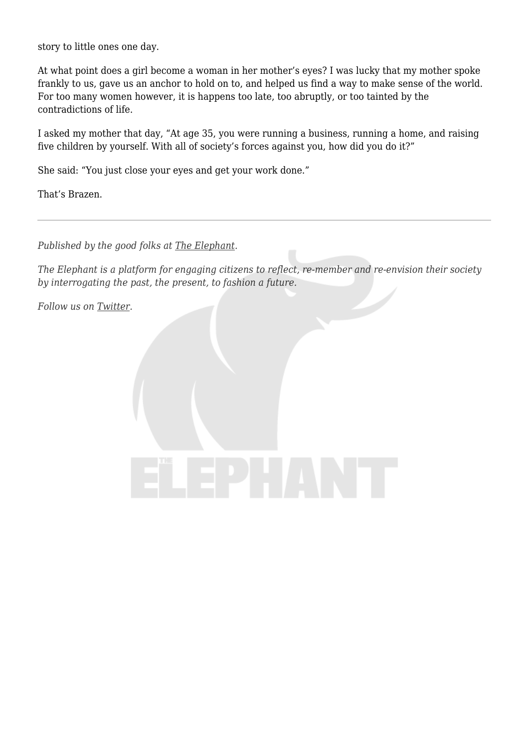story to little ones one day.

At what point does a girl become a woman in her mother's eyes? I was lucky that my mother spoke frankly to us, gave us an anchor to hold on to, and helped us find a way to make sense of the world. For too many women however, it is happens too late, too abruptly, or too tainted by the contradictions of life.

I asked my mother that day, "At age 35, you were running a business, running a home, and raising five children by yourself. With all of society's forces against you, how did you do it?"

She said: "You just close your eyes and get your work done."

That's Brazen.

---

*Published by the good folks at The Elephant.*

*The Elephant is a platform for engaging citizens to reflect, re-member and re-envision their society by interrogating the past, the present, to fashion a future.*

*Follow us on Twitter.*